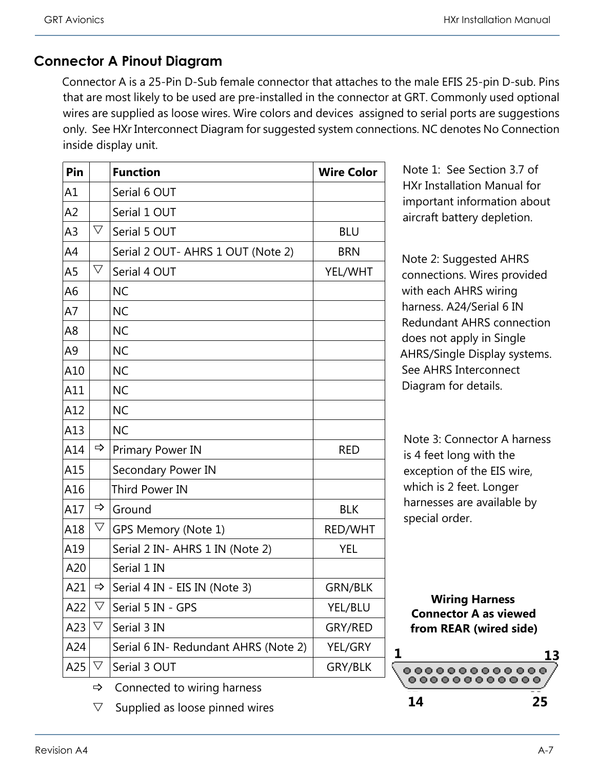## Connector A Pinout Diagram

Connector A is a 25-Pin D-Sub female connector that attaches to the male EFIS 25-pin D-sub. Pins that are most likely to be used are pre-installed in the connector at GRT. Commonly used optional wires are supplied as loose wires. Wire colors and devices assigned to serial ports are suggestions only. See HXr Interconnect Diagram for suggested system connections. NC denotes No Connection inside display unit.

| Pin | | Function | Wire Color |
|---|---|---|---|
| A1 | | Serial 6 OUT | |
| A2 | | Serial 1 OUT | |
| A3 | ▽ | Serial 5 OUT | BLU |
| A4 | | Serial 2 OUT- AHRS 1 OUT (Note 2) | BRN |
| A5 | ▽ | Serial 4 OUT | YEL/WHT |
| A6 | | NC | |
| A7 | | NC | |
| A8 | | NC | |
| A9 | | NC | |
| A10 | | NC | |
| A11 | | NC | |
| A12 | | NC | |
| A13 | | NC | |
| A14 | ⇨ | Primary Power IN | RED |
| A15 | | Secondary Power IN | |
| A16 | | Third Power IN | |
| A17 | ⇨ | Ground | BLK |
| A18 | ▽ | GPS Memory (Note 1) | RED/WHT |
| A19 | | Serial 2 IN- AHRS 1 IN (Note 2) | YEL |
| A20 | | Serial 1 IN | |
| A21 | ⇨ | Serial 4 IN - EIS IN (Note 3) | GRN/BLK |
| A22 | ▽ | Serial 5 IN - GPS | YEL/BLU |
| A23 | ▽ | Serial 3 IN | GRY/RED |
| A24 | | Serial 6 IN- Redundant AHRS (Note 2) | YEL/GRY |
| A25 | ▽ | Serial 3 OUT | GRY/BLK |

⇨ Connected to wiring harness

▽ Supplied as loose pinned wires

Note 1: See Section 3.7 of HXr Installation Manual for important information about aircraft battery depletion.

Note 2: Suggested AHRS connections. Wires provided with each AHRS wiring harness. A24/Serial 6 IN Redundant AHRS connection does not apply in Single AHRS/Single Display systems. See AHRS Interconnect Diagram for details.

Note 3: Connector A harness is 4 feet long with the exception of the EIS wire, which is 2 feet. Longer harnesses are available by special order.

**Wiring Harness Connector A as viewed from REAR (wired side)**

1 13

14 25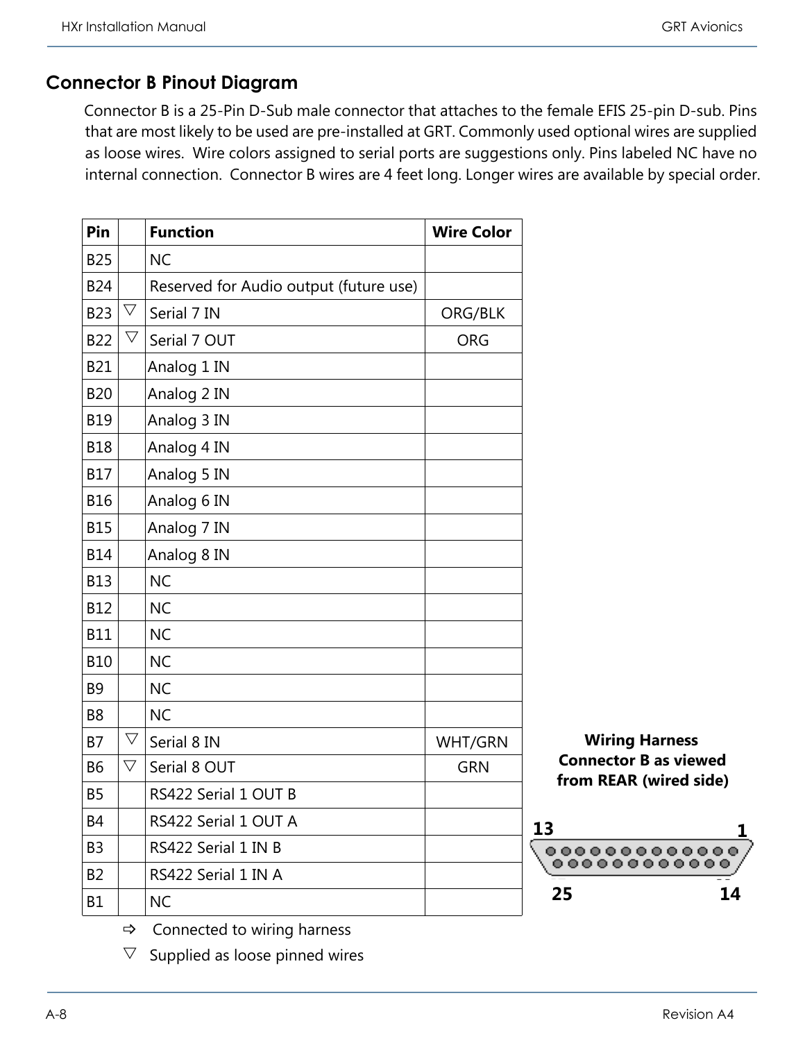## Connector B Pinout Diagram

Connector B is a 25-Pin D-Sub male connector that attaches to the female EFIS 25-pin D-sub. Pins that are most likely to be used are pre-installed at GRT. Commonly used optional wires are supplied as loose wires. Wire colors assigned to serial ports are suggestions only. Pins labeled NC have no internal connection. Connector B wires are 4 feet long. Longer wires are available by special order.

| Pin | | Function | Wire Color |
|---|---|---|---|
| B25 | | NC | |
| B24 | | Reserved for Audio output (future use) | |
| B23 | ▽ | Serial 7 IN | ORG/BLK |
| B22 | ▽ | Serial 7 OUT | ORG |
| B21 | | Analog 1 IN | |
| B20 | | Analog 2 IN | |
| B19 | | Analog 3 IN | |
| B18 | | Analog 4 IN | |
| B17 | | Analog 5 IN | |
| B16 | | Analog 6 IN | |
| B15 | | Analog 7 IN | |
| B14 | | Analog 8 IN | |
| B13 | | NC | |
| B12 | | NC | |
| B11 | | NC | |
| B10 | | NC | |
| B9 | | NC | |
| B8 | | NC | |
| B7 | ▽ | Serial 8 IN | WHT/GRN |
| B6 | ▽ | Serial 8 OUT | GRN |
| B5 | | RS422 Serial 1 OUT B | |
| B4 | | RS422 Serial 1 OUT A | |
| B3 | | RS422 Serial 1 IN B | |
| B2 | | RS422 Serial 1 IN A | |
| B1 | | NC | |

⇨ Connected to wiring harness

▽ Supplied as loose pinned wires

**Wiring Harness Connector B as viewed from REAR (wired side)**

13 1

25 14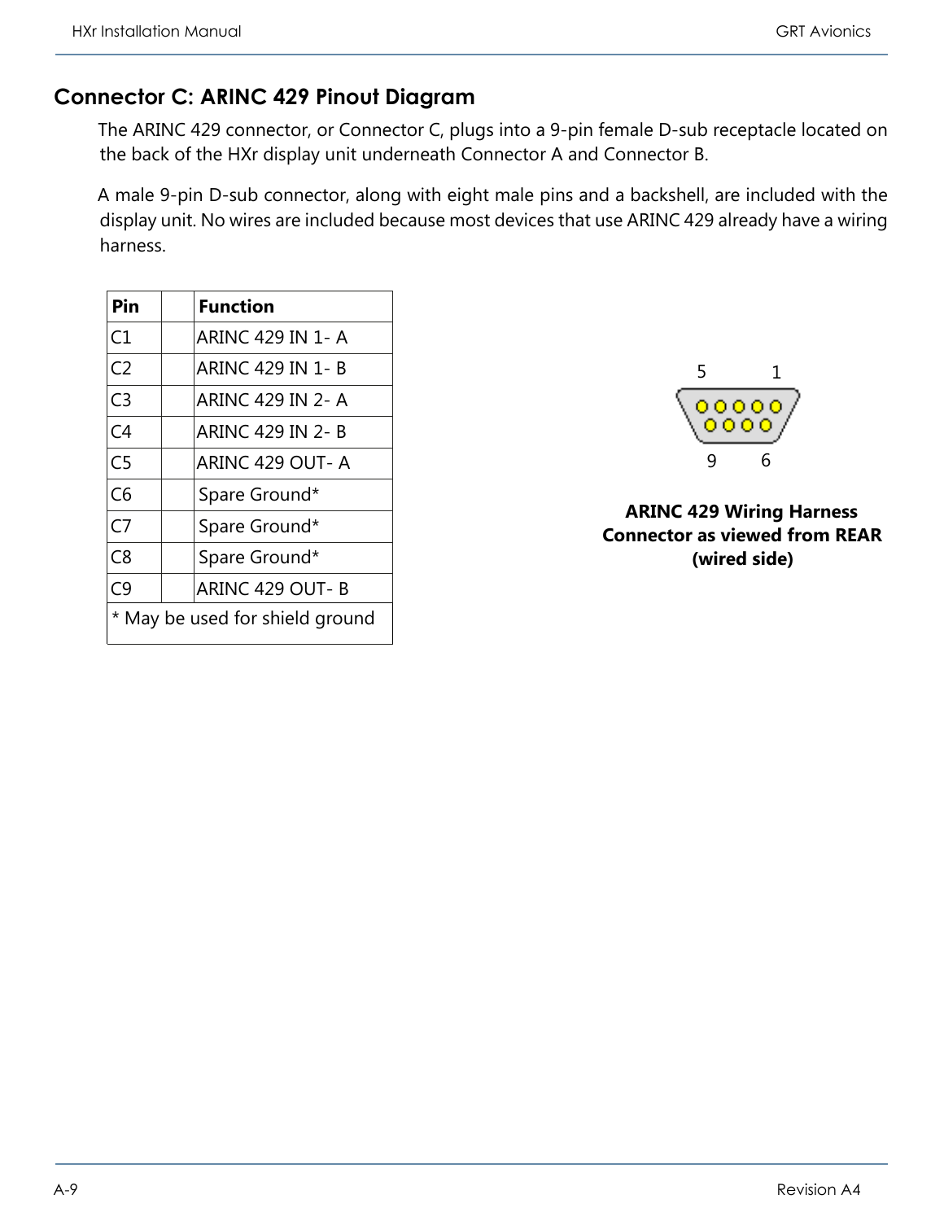## Connector C: ARINC 429 Pinout Diagram

The ARINC 429 connector, or Connector C, plugs into a 9-pin female D-sub receptacle located on the back of the HXr display unit underneath Connector A and Connector B.

A male 9-pin D-sub connector, along with eight male pins and a backshell, are included with the display unit. No wires are included because most devices that use ARINC 429 already have a wiring harness.

| Pin | | Function |
|---|---|---|
| C1 | | ARINC 429 IN 1- A |
| C2 | | ARINC 429 IN 1- B |
| C3 | | ARINC 429 IN 2- A |
| C4 | | ARINC 429 IN 2- B |
| C5 | | ARINC 429 OUT- A |
| C6 | | Spare Ground* |
| C7 | | Spare Ground* |
| C8 | | Spare Ground* |
| C9 | | ARINC 429 OUT- B |
| * May be used for shield ground | | |

5 1

9 6

**ARINC 429 Wiring Harness Connector as viewed from REAR (wired side)**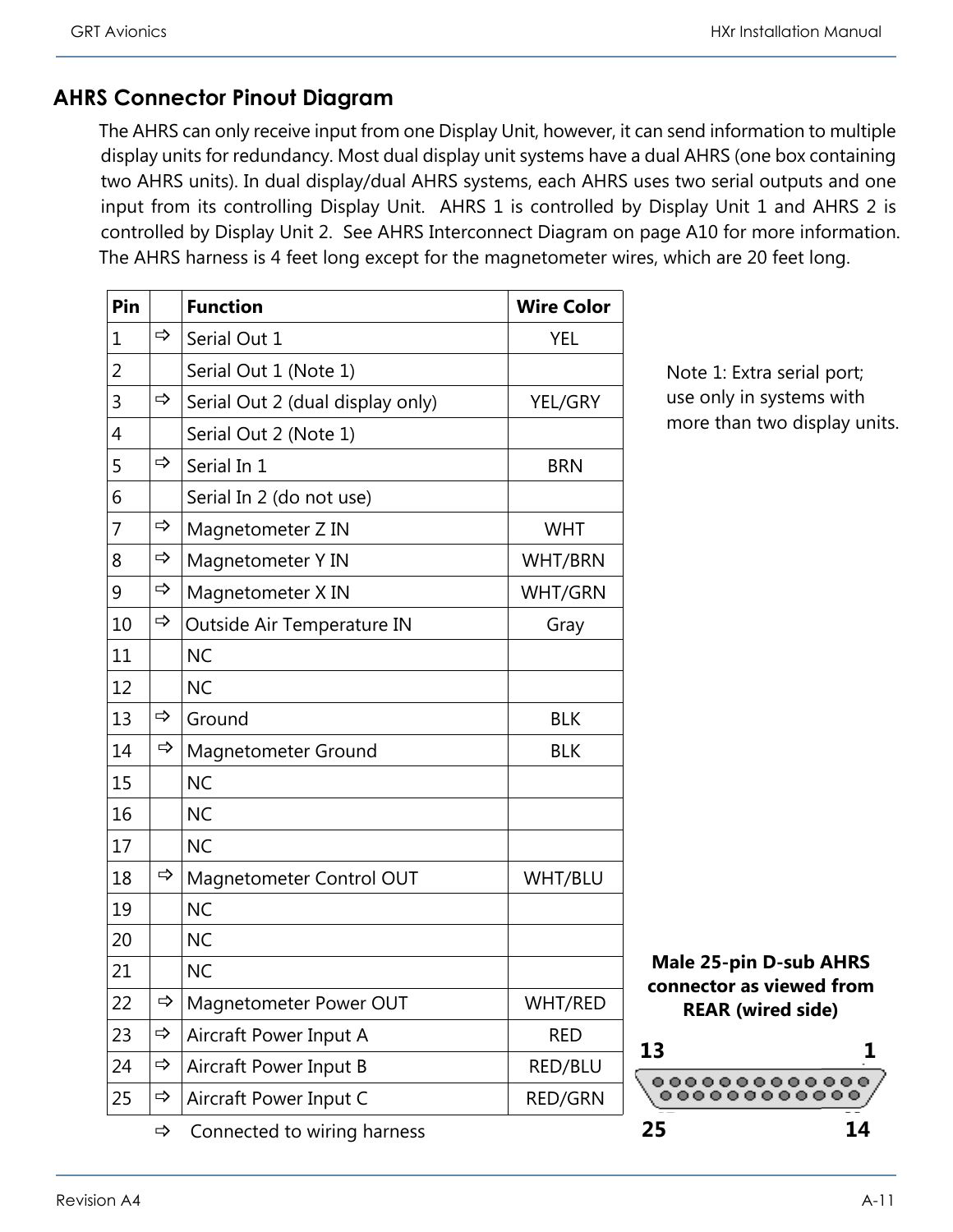## AHRS Connector Pinout Diagram

The AHRS can only receive input from one Display Unit, however, it can send information to multiple display units for redundancy. Most dual display unit systems have a dual AHRS (one box containing two AHRS units). In dual display/dual AHRS systems, each AHRS uses two serial outputs and one input from its controlling Display Unit. AHRS 1 is controlled by Display Unit 1 and AHRS 2 is controlled by Display Unit 2. See AHRS Interconnect Diagram on page A10 for more information. The AHRS harness is 4 feet long except for the magnetometer wires, which are 20 feet long.

| Pin | | Function | Wire Color |
|---|---|---|---|
| 1 | ➪ | Serial Out 1 | YEL |
| 2 | | Serial Out 1 (Note 1) | |
| 3 | ➪ | Serial Out 2 (dual display only) | YEL/GRY |
| 4 | | Serial Out 2 (Note 1) | |
| 5 | ➪ | Serial In 1 | BRN |
| 6 | | Serial In 2 (do not use) | |
| 7 | ➪ | Magnetometer Z IN | WHT |
| 8 | ➪ | Magnetometer Y IN | WHT/BRN |
| 9 | ➪ | Magnetometer X IN | WHT/GRN |
| 10 | ➪ | Outside Air Temperature IN | Gray |
| 11 | | NC | |
| 12 | | NC | |
| 13 | ➪ | Ground | BLK |
| 14 | ➪ | Magnetometer Ground | BLK |
| 15 | | NC | |
| 16 | | NC | |
| 17 | | NC | |
| 18 | ➪ | Magnetometer Control OUT | WHT/BLU |
| 19 | | NC | |
| 20 | | NC | |
| 21 | | NC | |
| 22 | ➪ | Magnetometer Power OUT | WHT/RED |
| 23 | ➪ | Aircraft Power Input A | RED |
| 24 | ➪ | Aircraft Power Input B | RED/BLU |
| 25 | ➪ | Aircraft Power Input C | RED/GRN |

➪ Connected to wiring harness

Note 1: Extra serial port; use only in systems with more than two display units.

**Male 25-pin D-sub AHRS connector as viewed from REAR (wired side)**

13 1

25 14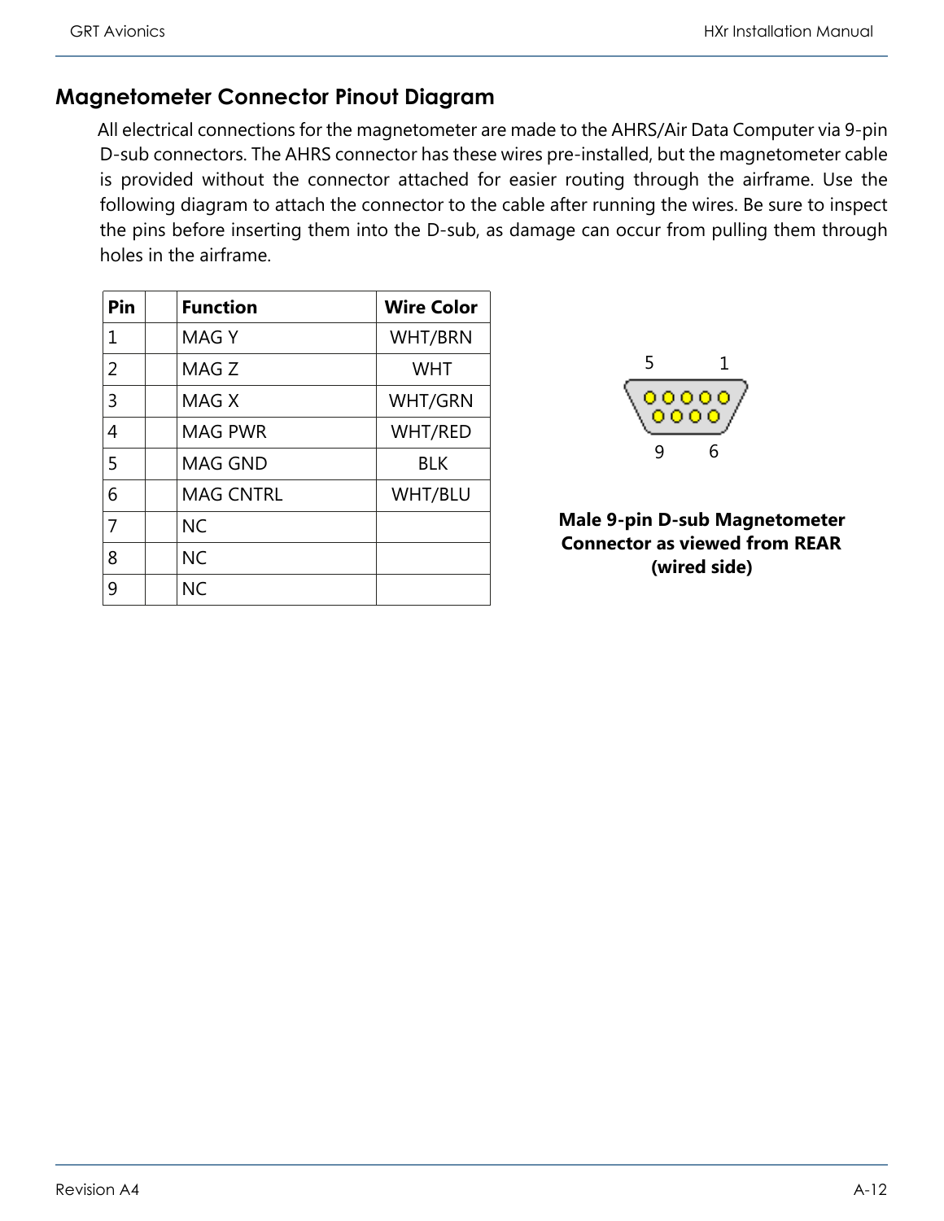## Magnetometer Connector Pinout Diagram

All electrical connections for the magnetometer are made to the AHRS/Air Data Computer via 9-pin D-sub connectors. The AHRS connector has these wires pre-installed, but the magnetometer cable is provided without the connector attached for easier routing through the airframe. Use the following diagram to attach the connector to the cable after running the wires. Be sure to inspect the pins before inserting them into the D-sub, as damage can occur from pulling them through holes in the airframe.

| Pin | | Function | Wire Color |
|---|---|---|---|
| 1 | | MAG Y | WHT/BRN |
| 2 | | MAG Z | WHT |
| 3 | | MAG X | WHT/GRN |
| 4 | | MAG PWR | WHT/RED |
| 5 | | MAG GND | BLK |
| 6 | | MAG CNTRL | WHT/BLU |
| 7 | | NC | |
| 8 | | NC | |
| 9 | | NC | |

5 1

9 6

**Male 9-pin D-sub Magnetometer Connector as viewed from REAR (wired side)**